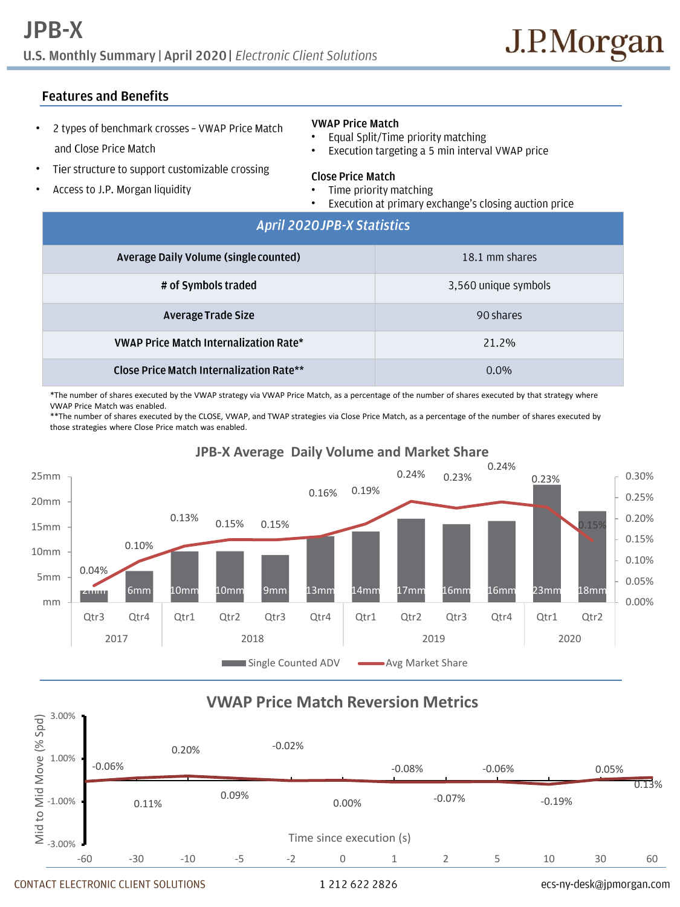# JPB-X

**U.S. Monthly Summary | April 2020 |** *Electronic Client Solutions*

J.P.Morgan

## Features and Benefits

- 2 types of benchmark crosses – VWAP Price Match and Close Price Match
- Tier structure to support customizable crossing
- Access to J.P. Morgan liquidity

**VWAP Price Match**

- Equal Split/Time priority matching
- Execution targeting a 5 min interval VWAP price

**Close Price Match**

- Time priority matching
- Execution at primary exchange's closing auction price

| *April 2020 JPB-X Statistics* | |
|---|---|
| **Average Daily Volume (single counted)** | 18.1 mm shares |
| **# of Symbols traded** | 3,560 unique symbols |
| **Average Trade Size** | 90 shares |
| **VWAP Price Match Internalization Rate*** | 21.2% |
| **Close Price Match Internalization Rate**** | 0.0% |

*The number of shares executed by the VWAP strategy via VWAP Price Match, as a percentage of the number of shares executed by that strategy where VWAP Price Match was enabled.

**The number of shares executed by the CLOSE, VWAP, and TWAP strategies via Close Price Match, as a percentage of the number of shares executed by those strategies where Close Price match was enabled.

### JPB-X Average Daily Volume and Market Share

| Year | Quarter | Single Counted ADV | Avg Market Share |
|---|---|---|---|
| 2017 | Qtr3 | 2mm | 0.04% |
| 2017 | Qtr4 | 6mm | 0.10% |
| 2018 | Qtr1 | 10mm | 0.13% |
| 2018 | Qtr2 | 10mm | 0.15% |
| 2018 | Qtr3 | 9mm | 0.15% |
| 2018 | Qtr4 | 13mm | 0.16% |
| 2019 | Qtr1 | 14mm | 0.19% |
| 2019 | Qtr2 | 17mm | 0.24% |
| 2019 | Qtr3 | 16mm | 0.23% |
| 2019 | Qtr4 | 16mm | 0.24% |
| 2020 | Qtr1 | 23mm | 0.23% |
| 2020 | Qtr2 | 18mm | 0.15% |

### VWAP Price Match Reversion Metrics

Mid to Mid Move (% Spd) vs. Time since execution (s)

| Time since execution (s) | -60 | -30 | -10 | -5 | -2 | 0 | 1 | 2 | 5 | 10 | 30 | 60 |
|---|---|---|---|---|---|---|---|---|---|---|---|---|
| Mid to Mid Move (% Spd) | -0.06% | 0.11% | 0.20% | 0.09% | -0.02% | 0.00% | -0.08% | -0.07% | -0.06% | -0.19% | 0.05% | 0.13% |

CONTACT ELECTRONIC CLIENT SOLUTIONS 1 212 622 2826 ecs-ny-desk@jpmorgan.com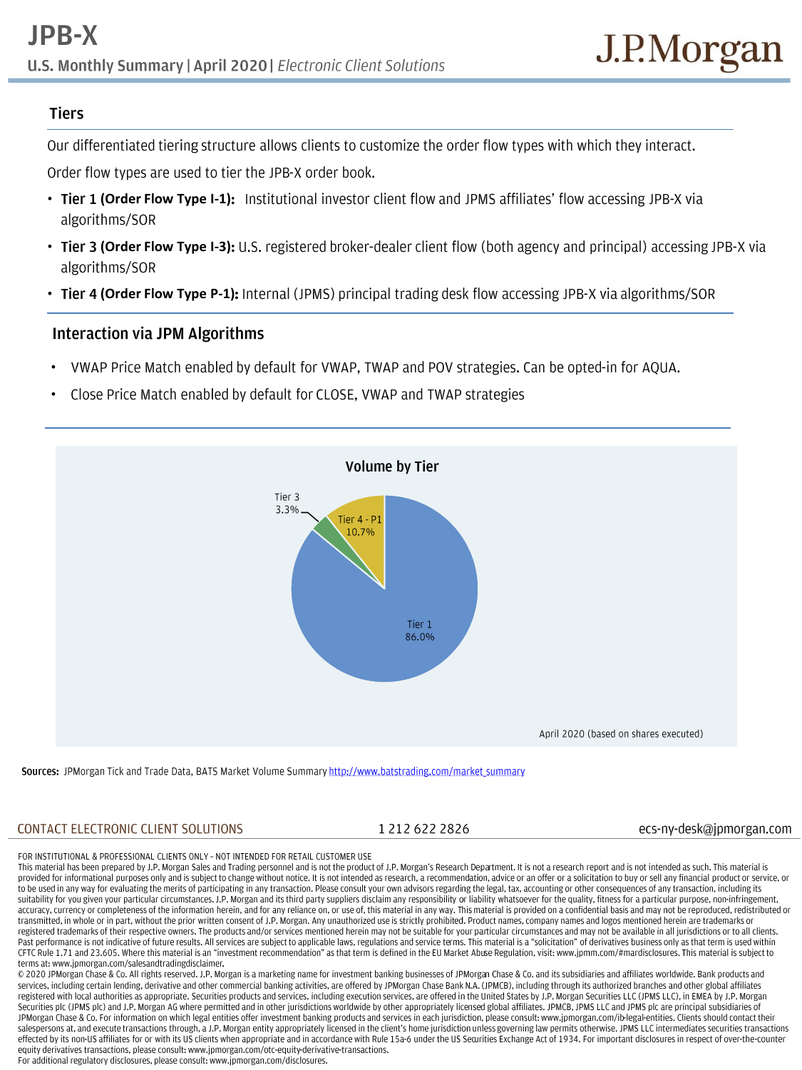## Tiers

Our differentiated tiering structure allows clients to customize the order flow types with which they interact.

Order flow types are used to tier the JPB-X order book.

- **Tier 1 (Order Flow Type I-1):** Institutional investor client flow and JPMS affiliates' flow accessing JPB-X via algorithms/SOR
- **Tier 3 (Order Flow Type I-3):** U.S. registered broker-dealer client flow (both agency and principal) accessing JPB-X via algorithms/SOR
- **Tier 4 (Order Flow Type P-1):** Internal (JPMS) principal trading desk flow accessing JPB-X via algorithms/SOR

## Interaction via JPM Algorithms

- VWAP Price Match enabled by default for VWAP, TWAP and POV strategies. Can be opted-in for AQUA.
- Close Price Match enabled by default for CLOSE, VWAP and TWAP strategies

**Volume by Tier**

Tier 3
3.3%

Tier 4 - P1
10.7%

Tier 1
86.0%

April 2020 (based on shares executed)

**Sources:** JPMorgan Tick and Trade Data, BATS Market Volume Summary http://www.batstrading.com/market_summary

CONTACT ELECTRONIC CLIENT SOLUTIONS 1 212 622 2826 ecs-ny-desk@jpmorgan.com

FOR INSTITUTIONAL & PROFESSIONAL CLIENTS ONLY – NOT INTENDED FOR RETAIL CUSTOMER USE

This material has been prepared by J.P. Morgan Sales and Trading personnel and is not the product of J.P. Morgan's Research Department. It is not a research report and is not intended as such. This material is provided for informational purposes only and is subject to change without notice. It is not intended as research, a recommendation, advice or an offer or a solicitation to buy or sell any financial product or service, or to be used in any way for evaluating the merits of participating in any transaction. Please consult your own advisors regarding the legal, tax, accounting or other consequences of any transaction, including its suitability for you given your particular circumstances. J.P. Morgan and its third party suppliers disclaim any responsibility or liability whatsoever for the quality, fitness for a particular purpose, non-infringement, accuracy, currency or completeness of the information herein, and for any reliance on, or use of, this material in any way. This material is provided on a confidential basis and may not be reproduced, redistributed or transmitted, in whole or in part, without the prior written consent of J.P. Morgan. Any unauthorized use is strictly prohibited. Product names, company names and logos mentioned herein are trademarks or registered trademarks of their respective owners. The products and/or services mentioned herein may not be suitable for your particular circumstances and may not be available in all jurisdictions or to all clients. Past performance is not indicative of future results. All services are subject to applicable laws, regulations and service terms. This material is a "solicitation" of derivatives business only as that term is used within CFTC Rule 1.71 and 23.605. Where this material is an "investment recommendation" as that term is defined in the EU Market Abuse Regulation, visit: www.jpmm.com/#mardisclosures. This material is subject to terms at: www.jpmorgan.com/salesandtradingdisclaimer.

© 2020 JPMorgan Chase & Co. All rights reserved. J.P. Morgan is a marketing name for investment banking businesses of JPMorgan Chase & Co. and its subsidiaries and affiliates worldwide. Bank products and services, including certain lending, derivative and other commercial banking activities, are offered by JPMorgan Chase Bank N.A. (JPMCB), including through its authorized branches and other global affiliates registered with local authorities as appropriate. Securities products and services, including execution services, are offered in the United States by J.P. Morgan Securities LLC (JPMS LLC), in EMEA by J.P. Morgan Securities plc (JPMS plc) and J.P. Morgan AG where permitted and in other jurisdictions worldwide by other appropriately licensed global affiliates. JPMCB, JPMS LLC and JPMS plc are principal subsidiaries of JPMorgan Chase & Co. For information on which legal entities offer investment banking products and services in each jurisdiction, please consult: www.jpmorgan.com/ib-legal-entities. Clients should contact their salespersons at, and execute transactions through, a J.P. Morgan entity appropriately licensed in the client's home jurisdiction unless governing law permits otherwise. JPMS LLC intermediates securities transactions effected by its non-US affiliates for or with its US clients when appropriate and in accordance with Rule 15a-6 under the US Securities Exchange Act of 1934. For important disclosures in respect of over-the-counter equity derivatives transactions, please consult: www.jpmorgan.com/otc-equity-derivative-transactions.

For additional regulatory disclosures, please consult: www.jpmorgan.com/disclosures.